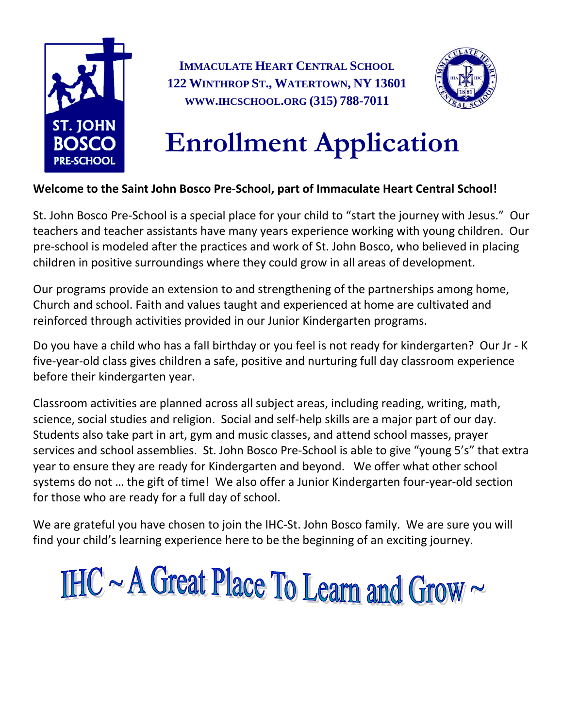**IMMACULATE HEART CENTRAL SCHOOL**
**122 WINTHROP ST., WATERTOWN, NY 13601**
**WWW.IHCSCHOOL.ORG (315) 788-7011**

# Enrollment Application

**Welcome to the Saint John Bosco Pre-School, part of Immaculate Heart Central School!**

St. John Bosco Pre-School is a special place for your child to "start the journey with Jesus." Our teachers and teacher assistants have many years experience working with young children. Our pre-school is modeled after the practices and work of St. John Bosco, who believed in placing children in positive surroundings where they could grow in all areas of development.

Our programs provide an extension to and strengthening of the partnerships among home, Church and school. Faith and values taught and experienced at home are cultivated and reinforced through activities provided in our Junior Kindergarten programs.

Do you have a child who has a fall birthday or you feel is not ready for kindergarten? Our Jr - K five-year-old class gives children a safe, positive and nurturing full day classroom experience before their kindergarten year.

Classroom activities are planned across all subject areas, including reading, writing, math, science, social studies and religion. Social and self-help skills are a major part of our day. Students also take part in art, gym and music classes, and attend school masses, prayer services and school assemblies. St. John Bosco Pre-School is able to give "young 5's" that extra year to ensure they are ready for Kindergarten and beyond. We offer what other school systems do not … the gift of time! We also offer a Junior Kindergarten four-year-old section for those who are ready for a full day of school.

We are grateful you have chosen to join the IHC-St. John Bosco family. We are sure you will find your child's learning experience here to be the beginning of an exciting journey.

# IHC ~ A Great Place To Learn and Grow ~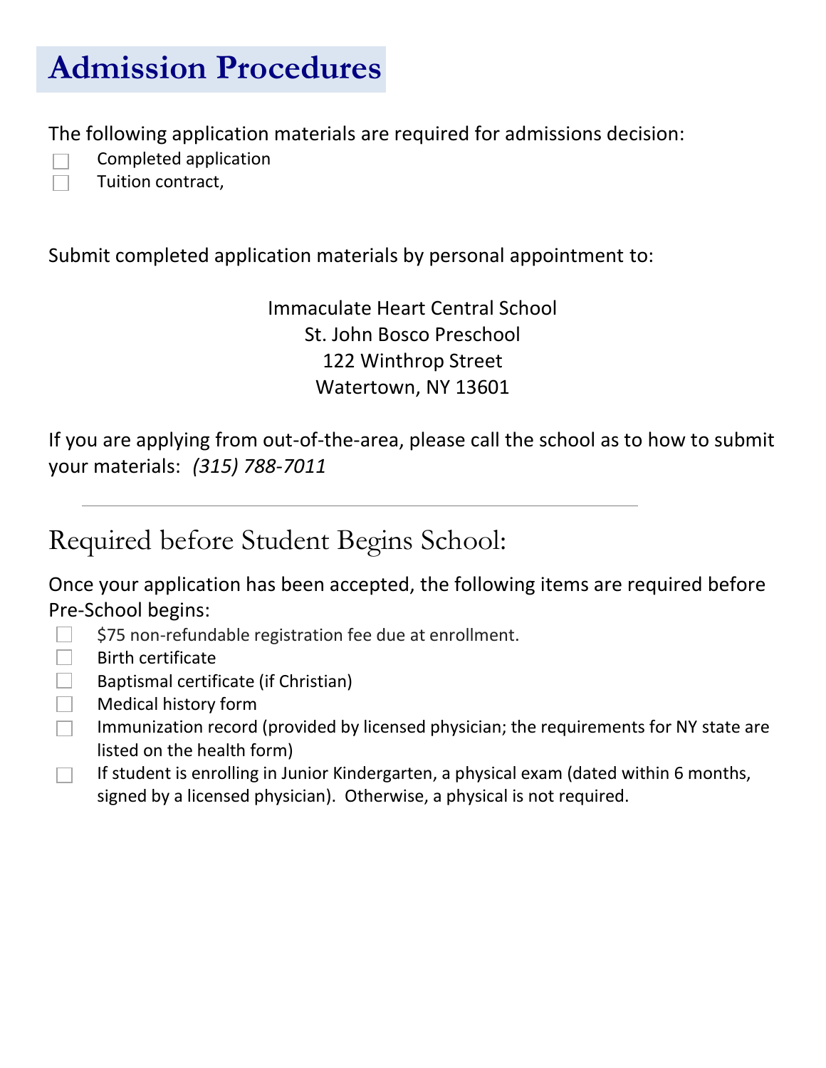# Admission Procedures

The following application materials are required for admissions decision:

- [ ] Completed application
- [ ] Tuition contract,

Submit completed application materials by personal appointment to:

Immaculate Heart Central School
St. John Bosco Preschool
122 Winthrop Street
Watertown, NY 13601

If you are applying from out-of-the-area, please call the school as to how to submit your materials: *(315) 788-7011*

---

## Required before Student Begins School:

Once your application has been accepted, the following items are required before Pre-School begins:

- [ ] $75 non-refundable registration fee due at enrollment.
- [ ] Birth certificate
- [ ] Baptismal certificate (if Christian)
- [ ] Medical history form
- [ ] Immunization record (provided by licensed physician; the requirements for NY state are listed on the health form)
- [ ] If student is enrolling in Junior Kindergarten, a physical exam (dated within 6 months, signed by a licensed physician). Otherwise, a physical is not required.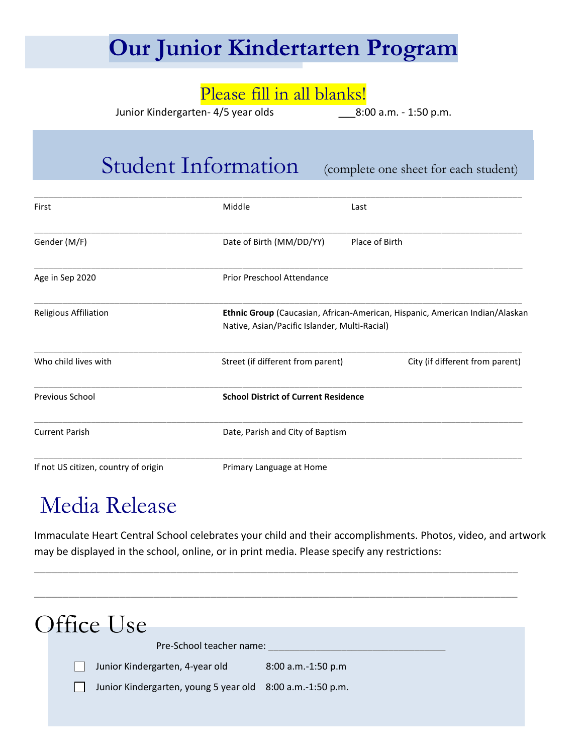# Our Junior Kindertarten Program

**Please fill in all blanks!**

Junior Kindergarten- 4/5 year olds ___8:00 a.m. - 1:50 p.m.

## Student Information (complete one sheet for each student)

______________________________________________________________________________

First | Middle | Last

______________________________________________________________________________

Gender (M/F) | Date of Birth (MM/DD/YY) | Place of Birth

______________________________________________________________________________

Age in Sep 2020 | Prior Preschool Attendance

______________________________________________________________________________

Religious Affiliation | **Ethnic Group** (Caucasian, African-American, Hispanic, American Indian/Alaskan Native, Asian/Pacific Islander, Multi-Racial)

______________________________________________________________________________

Who child lives with | Street (if different from parent) | City (if different from parent)

______________________________________________________________________________

Previous School | **School District of Current Residence**

______________________________________________________________________________

Current Parish | Date, Parish and City of Baptism

______________________________________________________________________________

If not US citizen, country of origin | Primary Language at Home

## Media Release

Immaculate Heart Central School celebrates your child and their accomplishments. Photos, video, and artwork may be displayed in the school, online, or in print media. Please specify any restrictions:

______________________________________________________________________________

______________________________________________________________________________

## Office Use

Pre-School teacher name: ________________________________

☐ Junior Kindergarten, 4-year old 8:00 a.m.-1:50 p.m

☐ Junior Kindergarten, young 5 year old 8:00 a.m.-1:50 p.m.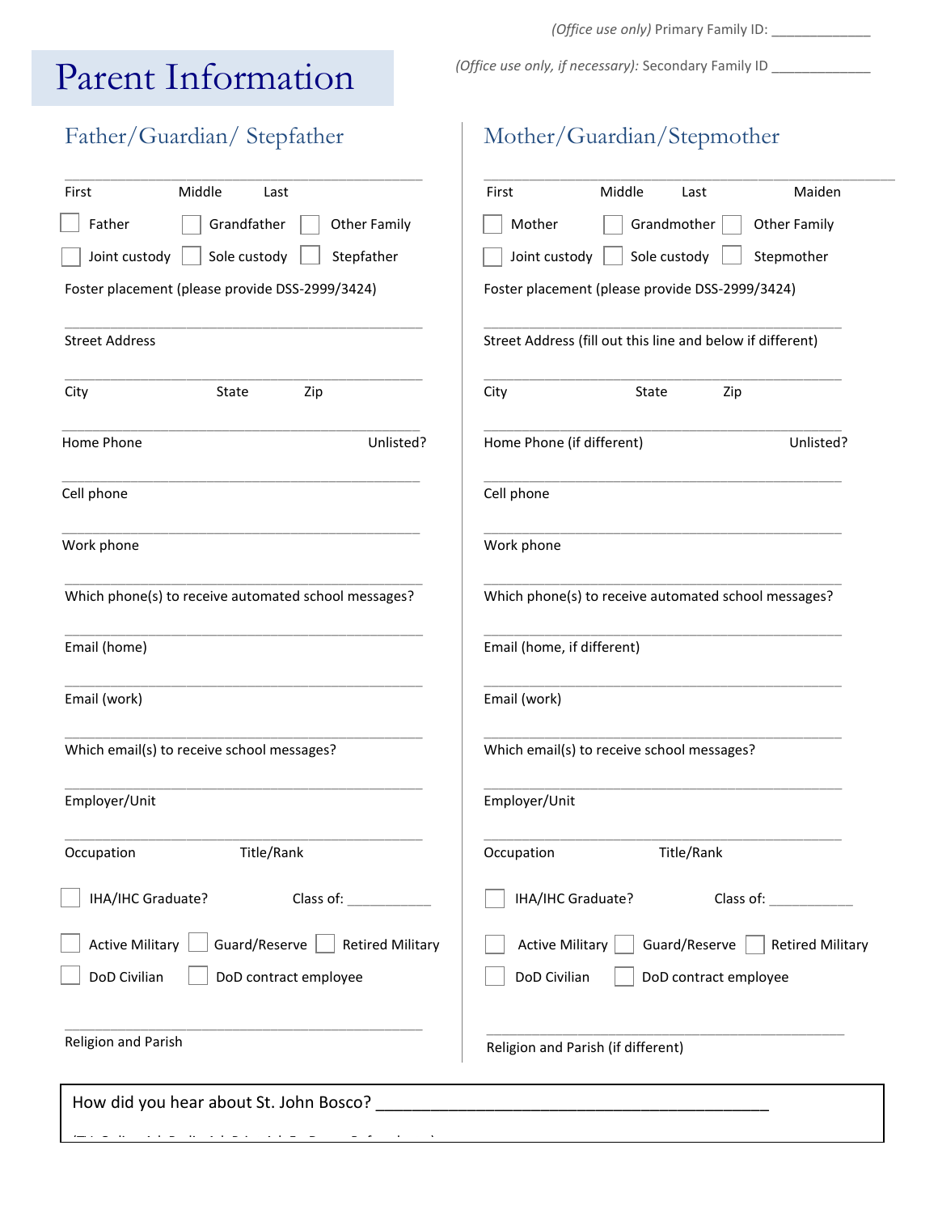*(Office use only)* Primary Family ID: _____________

*(Office use only, if necessary):* Secondary Family ID _____________

# Parent Information

## Father/Guardian/ Stepfather

_______________________________________________

First Middle Last

☐ Father ☐ Grandfather ☐ Other Family

☐ Joint custody ☐ Sole custody ☐ Stepfather

Foster placement (please provide DSS-2999/3424)

_______________________________________________

Street Address

_______________________________________________

City State Zip

_______________________________________________

Home Phone Unlisted?

_______________________________________________

Cell phone

_______________________________________________

Work phone

_______________________________________________

Which phone(s) to receive automated school messages?

_______________________________________________

Email (home)

_______________________________________________

Email (work)

_______________________________________________

Which email(s) to receive school messages?

_______________________________________________

Employer/Unit

_______________________________________________

Occupation Title/Rank

☐ IHA/IHC Graduate? Class of: ___________

☐ Active Military ☐ Guard/Reserve ☐ Retired Military

☐ DoD Civilian ☐ DoD contract employee

_______________________________________________

Religion and Parish

## Mother/Guardian/Stepmother

_______________________________________________

First Middle Last Maiden

☐ Mother ☐ Grandmother ☐ Other Family

☐ Joint custody ☐ Sole custody ☐ Stepmother

Foster placement (please provide DSS-2999/3424)

_______________________________________________

Street Address (fill out this line and below if different)

_______________________________________________

City State Zip

_______________________________________________

Home Phone (if different) Unlisted?

_______________________________________________

Cell phone

_______________________________________________

Work phone

_______________________________________________

Which phone(s) to receive automated school messages?

_______________________________________________

Email (home, if different)

_______________________________________________

Email (work)

_______________________________________________

Which email(s) to receive school messages?

_______________________________________________

Employer/Unit

_______________________________________________

Occupation Title/Rank

☐ IHA/IHC Graduate? Class of: ___________

☐ Active Military ☐ Guard/Reserve ☐ Retired Military

☐ DoD Civilian ☐ DoD contract employee

_______________________________________________

Religion and Parish (if different)

How did you hear about St. John Bosco? _________________________________________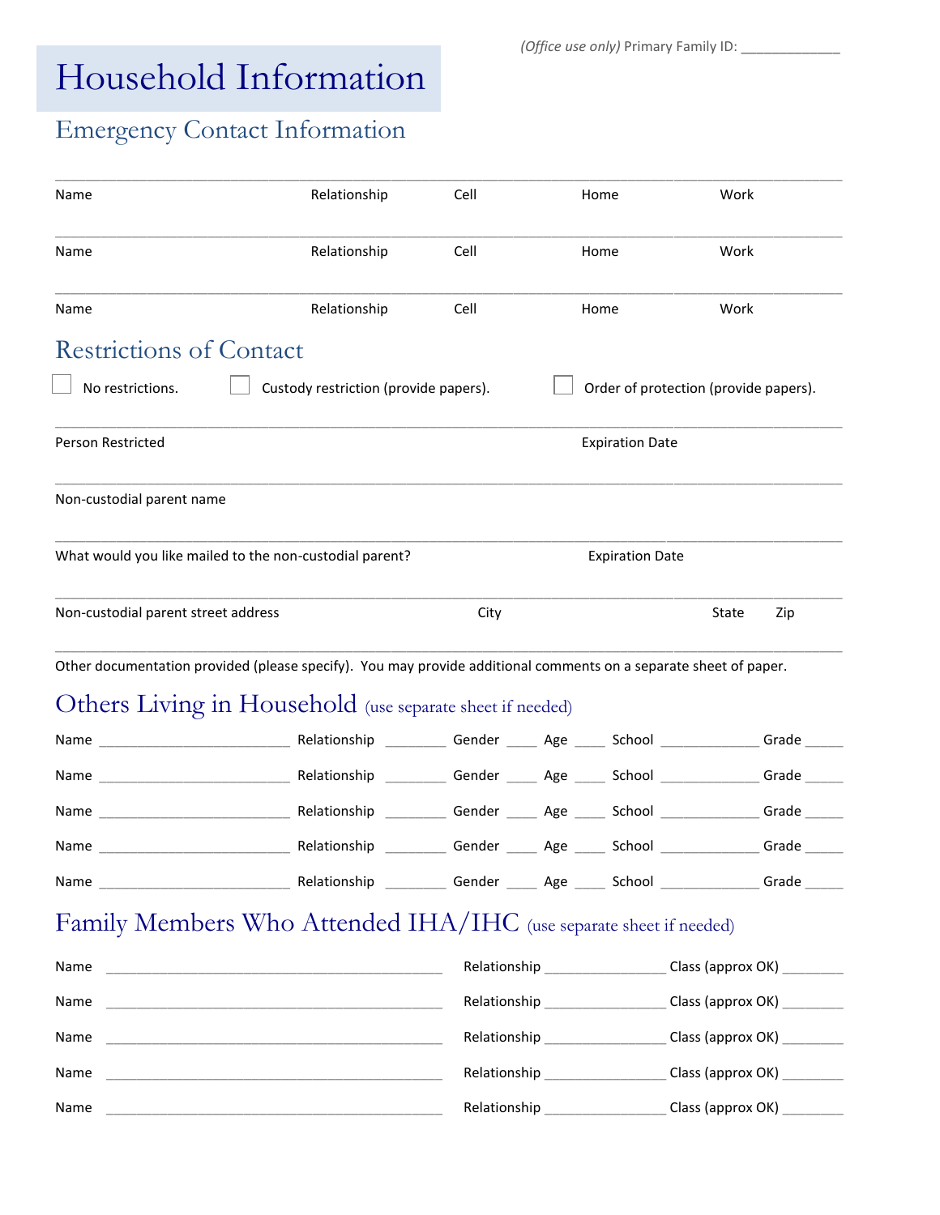*(Office use only)* Primary Family ID: _____________

# Household Information

## Emergency Contact Information

______________________________________________________________________________

Name Relationship Cell Home Work

______________________________________________________________________________

Name Relationship Cell Home Work

______________________________________________________________________________

Name Relationship Cell Home Work

## Restrictions of Contact

☐ No restrictions. ☐ Custody restriction (provide papers). ☐ Order of protection (provide papers).

______________________________________________________________________________

Person Restricted Expiration Date

______________________________________________________________________________

Non-custodial parent name

______________________________________________________________________________

What would you like mailed to the non-custodial parent? Expiration Date

______________________________________________________________________________

Non-custodial parent street address City State Zip

______________________________________________________________________________

Other documentation provided (please specify). You may provide additional comments on a separate sheet of paper.

## Others Living in Household (use separate sheet if needed)

Name _________________________ Relationship ________ Gender ____ Age ____ School _____________ Grade _____

Name _________________________ Relationship ________ Gender ____ Age ____ School _____________ Grade _____

Name _________________________ Relationship ________ Gender ____ Age ____ School _____________ Grade _____

Name _________________________ Relationship ________ Gender ____ Age ____ School _____________ Grade _____

Name _________________________ Relationship ________ Gender ____ Age ____ School _____________ Grade _____

## Family Members Who Attended IHA/IHC (use separate sheet if needed)

Name ____________________________________________ Relationship ________________ Class (approx OK) ________

Name ____________________________________________ Relationship ________________ Class (approx OK) ________

Name ____________________________________________ Relationship ________________ Class (approx OK) ________

Name ____________________________________________ Relationship ________________ Class (approx OK) ________

Name ____________________________________________ Relationship ________________ Class (approx OK) ________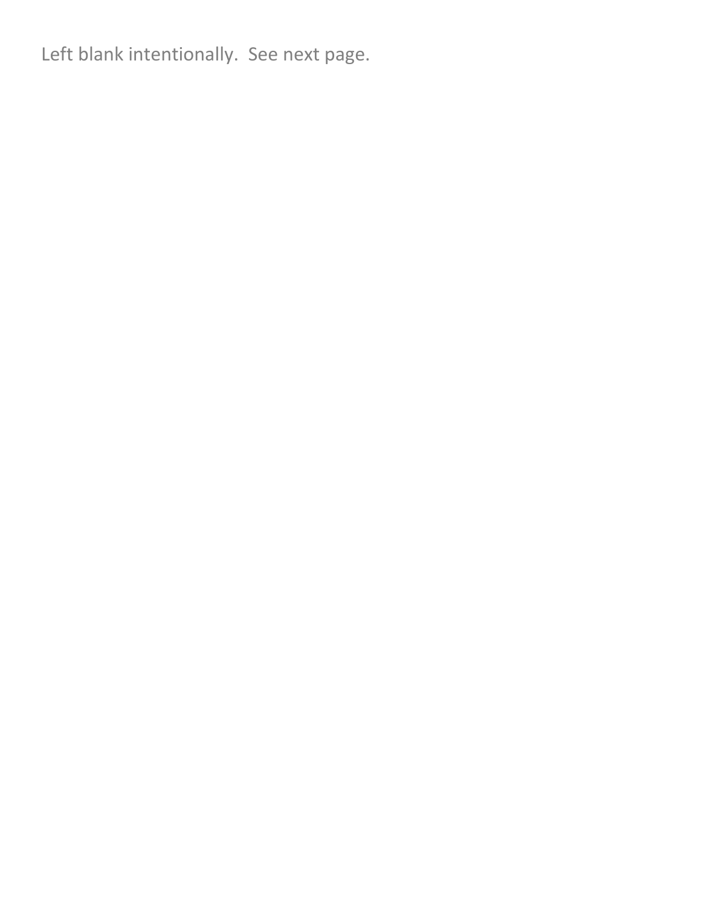Left blank intentionally.  See next page.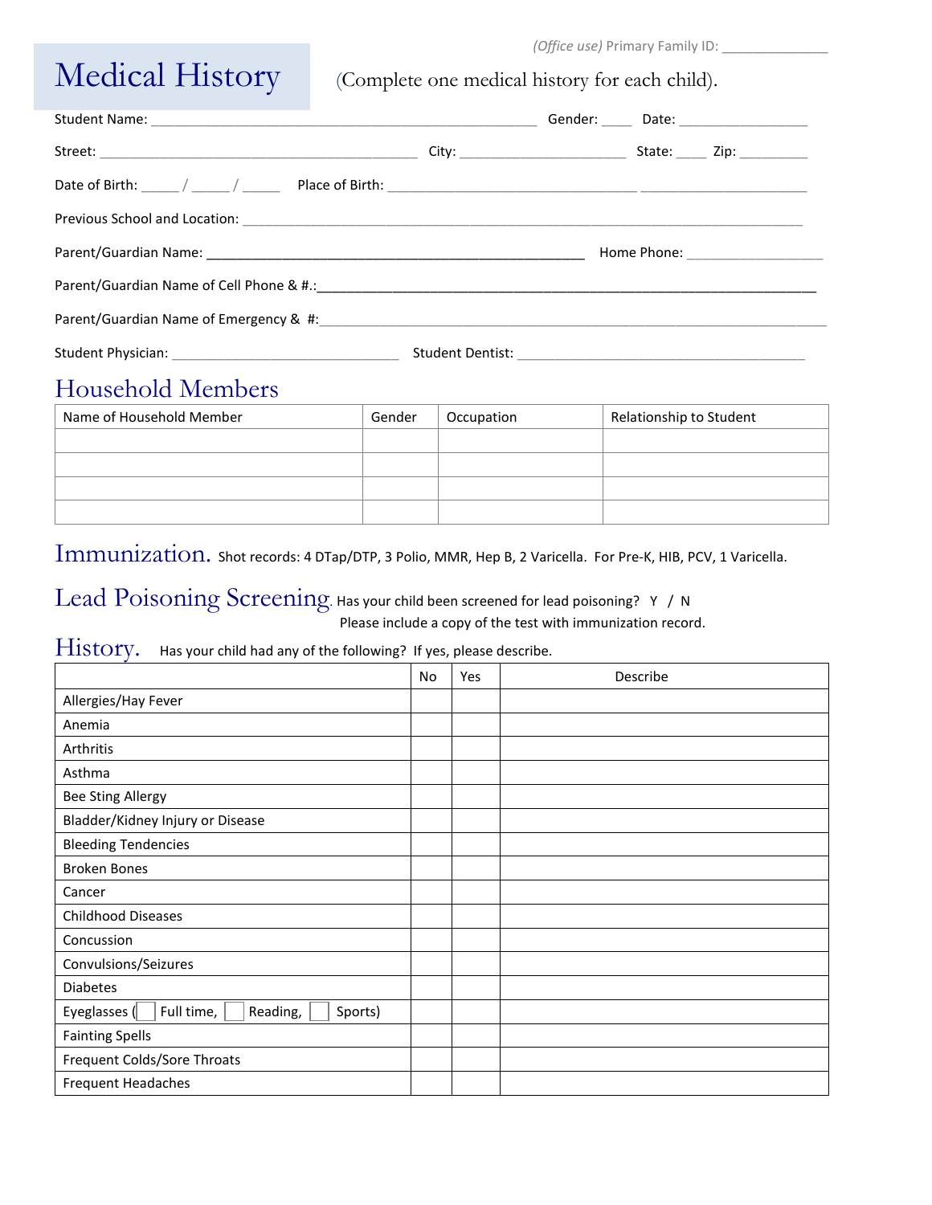*(Office use)* Primary Family ID: ______________

# Medical History

(Complete one medical history for each child).

Student Name: ___________________________________________________ Gender: ____ Date: _________________

Street: ___________________________________________ City: ______________________ State: ____ Zip: _________

Date of Birth: _____ / _____ / _____ Place of Birth: _________________________________ ______________________

Previous School and Location: ___________________________________________________________________________

Parent/Guardian Name: ___________________________________________________ Home Phone: __________________

Parent/Guardian Name of Cell Phone & #.:_________________________________________________________________

Parent/Guardian Name of Emergency & #:_________________________________________________________________

Student Physician: ______________________________ Student Dentist: ______________________________________

## Household Members

| Name of Household Member | Gender | Occupation | Relationship to Student |
|---|---|---|---|
| | | | |
| | | | |
| | | | |
| | | | |

## Immunization.

Shot records: 4 DTap/DTP, 3 Polio, MMR, Hep B, 2 Varicella. For Pre-K, HIB, PCV, 1 Varicella.

## Lead Poisoning Screening.

Has your child been screened for lead poisoning? Y / N

Please include a copy of the test with immunization record.

## History.

Has your child had any of the following? If yes, please describe.

| | No | Yes | Describe |
|---|---|---|---|
| Allergies/Hay Fever | | | |
| Anemia | | | |
| Arthritis | | | |
| Asthma | | | |
| Bee Sting Allergy | | | |
| Bladder/Kidney Injury or Disease | | | |
| Bleeding Tendencies | | | |
| Broken Bones | | | |
| Cancer | | | |
| Childhood Diseases | | | |
| Concussion | | | |
| Convulsions/Seizures | | | |
| Diabetes | | | |
| Eyeglasses (☐ Full time, ☐ Reading, ☐ Sports) | | | |
| Fainting Spells | | | |
| Frequent Colds/Sore Throats | | | |
| Frequent Headaches | | | |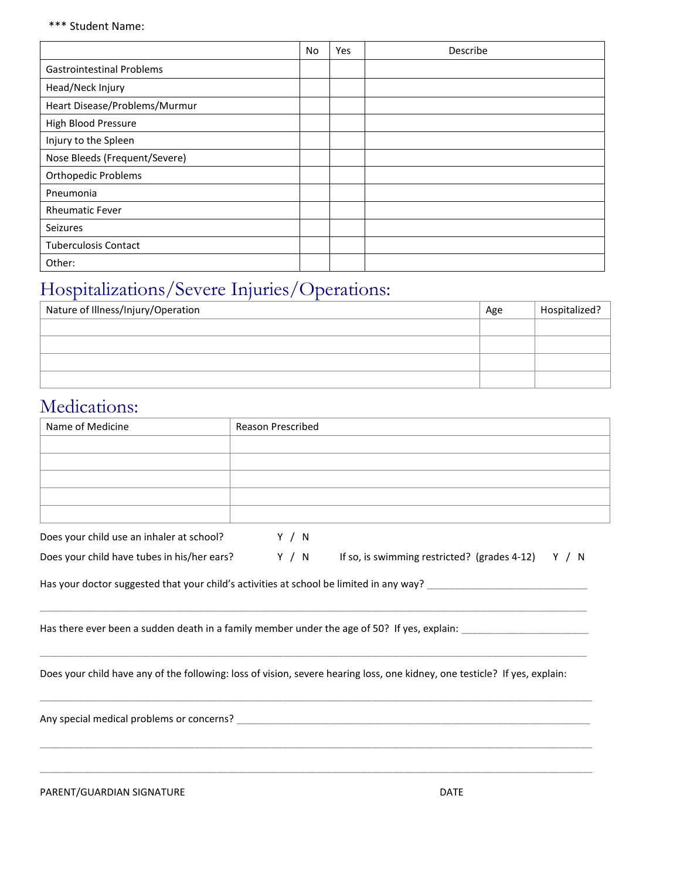*** Student Name:

| | No | Yes | Describe |
|---|---|---|---|
| Gastrointestinal Problems | | | |
| Head/Neck Injury | | | |
| Heart Disease/Problems/Murmur | | | |
| High Blood Pressure | | | |
| Injury to the Spleen | | | |
| Nose Bleeds (Frequent/Severe) | | | |
| Orthopedic Problems | | | |
| Pneumonia | | | |
| Rheumatic Fever | | | |
| Seizures | | | |
| Tuberculosis Contact | | | |
| Other: | | | |

## Hospitalizations/Severe Injuries/Operations:

| Nature of Illness/Injury/Operation | Age | Hospitalized? |
|---|---|---|
| | | |
| | | |
| | | |
| | | |

## Medications:

| Name of Medicine | Reason Prescribed |
|---|---|
| | |
| | |
| | |
| | |
| | |

Does your child use an inhaler at school? Y / N

Does your child have tubes in his/her ears? Y / N If so, is swimming restricted? (grades 4-12) Y / N

Has your doctor suggested that your child's activities at school be limited in any way? ______________________________

_____________________________________________________________________________________________

Has there ever been a sudden death in a family member under the age of 50? If yes, explain: ________________________

_____________________________________________________________________________________________

Does your child have any of the following: loss of vision, severe hearing loss, one kidney, one testicle? If yes, explain:

_____________________________________________________________________________________________

Any special medical problems or concerns? _________________________________________________________________

_____________________________________________________________________________________________

_____________________________________________________________________________________________

PARENT/GUARDIAN SIGNATURE DATE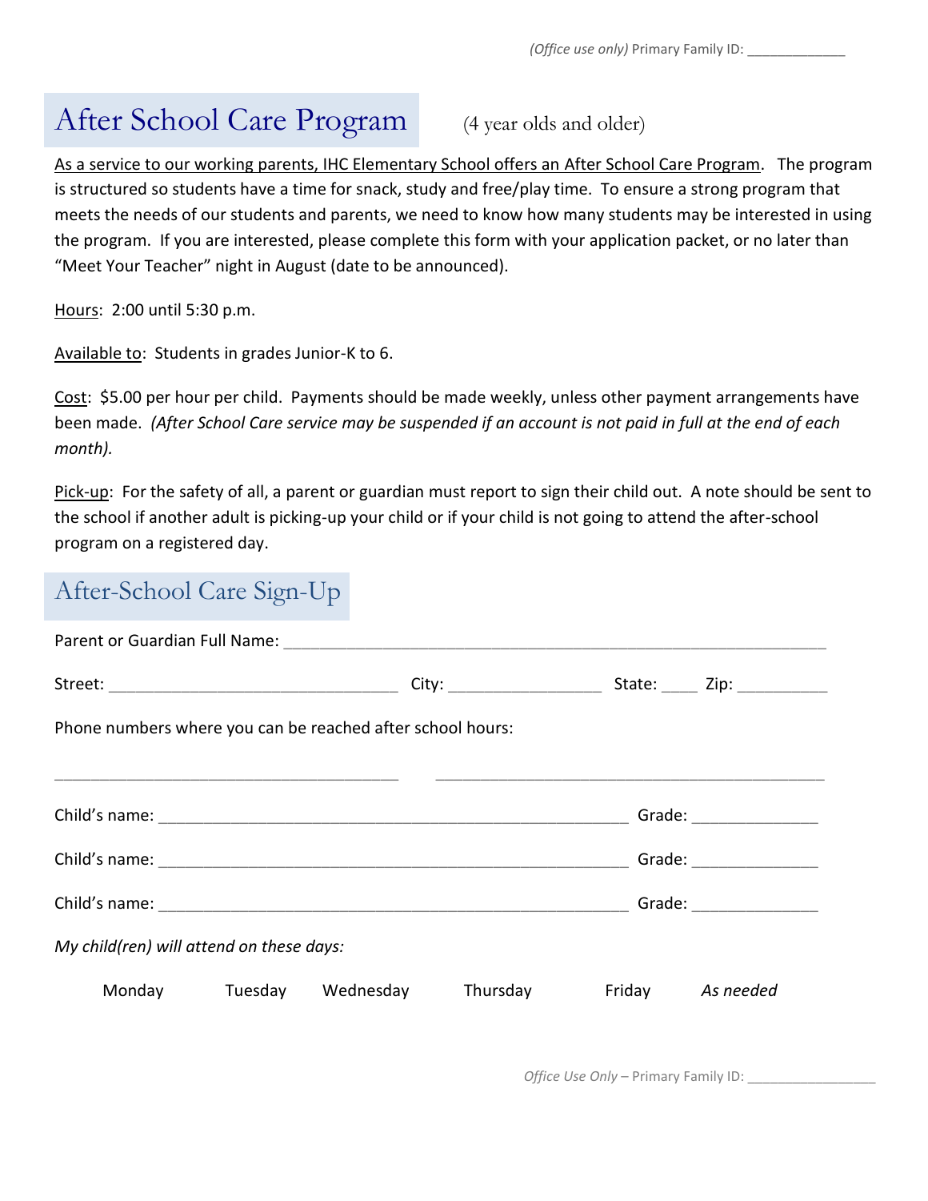(Office use only) Primary Family ID: _____________

# After School Care Program

(4 year olds and older)

As a service to our working parents, IHC Elementary School offers an After School Care Program. The program is structured so students have a time for snack, study and free/play time. To ensure a strong program that meets the needs of our students and parents, we need to know how many students may be interested in using the program. If you are interested, please complete this form with your application packet, or no later than "Meet Your Teacher" night in August (date to be announced).

Hours: 2:00 until 5:30 p.m.

Available to: Students in grades Junior-K to 6.

Cost: $5.00 per hour per child. Payments should be made weekly, unless other payment arrangements have been made. *(After School Care service may be suspended if an account is not paid in full at the end of each month).*

Pick-up: For the safety of all, a parent or guardian must report to sign their child out. A note should be sent to the school if another adult is picking-up your child or if your child is not going to attend the after-school program on a registered day.

## After-School Care Sign-Up

Parent or Guardian Full Name: ____________________________________________________________

Street: _________________________________ City: _________________ State: ____ Zip: __________

Phone numbers where you can be reached after school hours:

_______________________________________ _____________________________________________

Child's name: _____________________________________________________ Grade: ______________

Child's name: _____________________________________________________ Grade: ______________

Child's name: _____________________________________________________ Grade: ______________

*My child(ren) will attend on these days:*

Monday Tuesday Wednesday Thursday Friday *As needed*

*Office Use Only* – Primary Family ID: ________________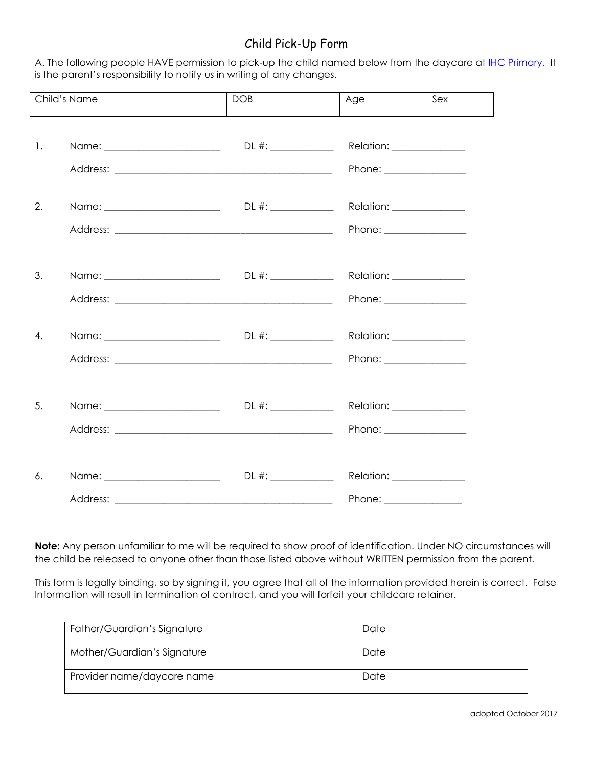# Child Pick-Up Form

A. The following people HAVE permission to pick-up the child named below from the daycare at IHC Primary. It is the parent's responsibility to notify us in writing of any changes.

| Child's Name | DOB | Age | Sex |
|---|---|---|---|
| | | | |

1. Name: ______________________ DL #: ____________ Relation: ______________

   Address: ____________________________________________ Phone: ________________

2. Name: ______________________ DL #: ____________ Relation: ______________

   Address: ____________________________________________ Phone: ________________

3. Name: ______________________ DL #: ____________ Relation: ______________

   Address: ____________________________________________ Phone: ________________

4. Name: ______________________ DL #: ____________ Relation: ______________

   Address: ____________________________________________ Phone: ________________

5. Name: ______________________ DL #: ____________ Relation: ______________

   Address: ____________________________________________ Phone: ________________

6. Name: ______________________ DL #: ____________ Relation: ______________

   Address: ____________________________________________ Phone: _______________

**Note:** Any person unfamiliar to me will be required to show proof of identification. Under NO circumstances will the child be released to anyone other than those listed above without WRITTEN permission from the parent.

This form is legally binding, so by signing it, you agree that all of the information provided herein is correct. False Information will result in termination of contract, and you will forfeit your childcare retainer.

| Father/Guardian's Signature | Date |
|---|---|
| Mother/Guardian's Signature | Date |
| Provider name/daycare name | Date |

adopted October 2017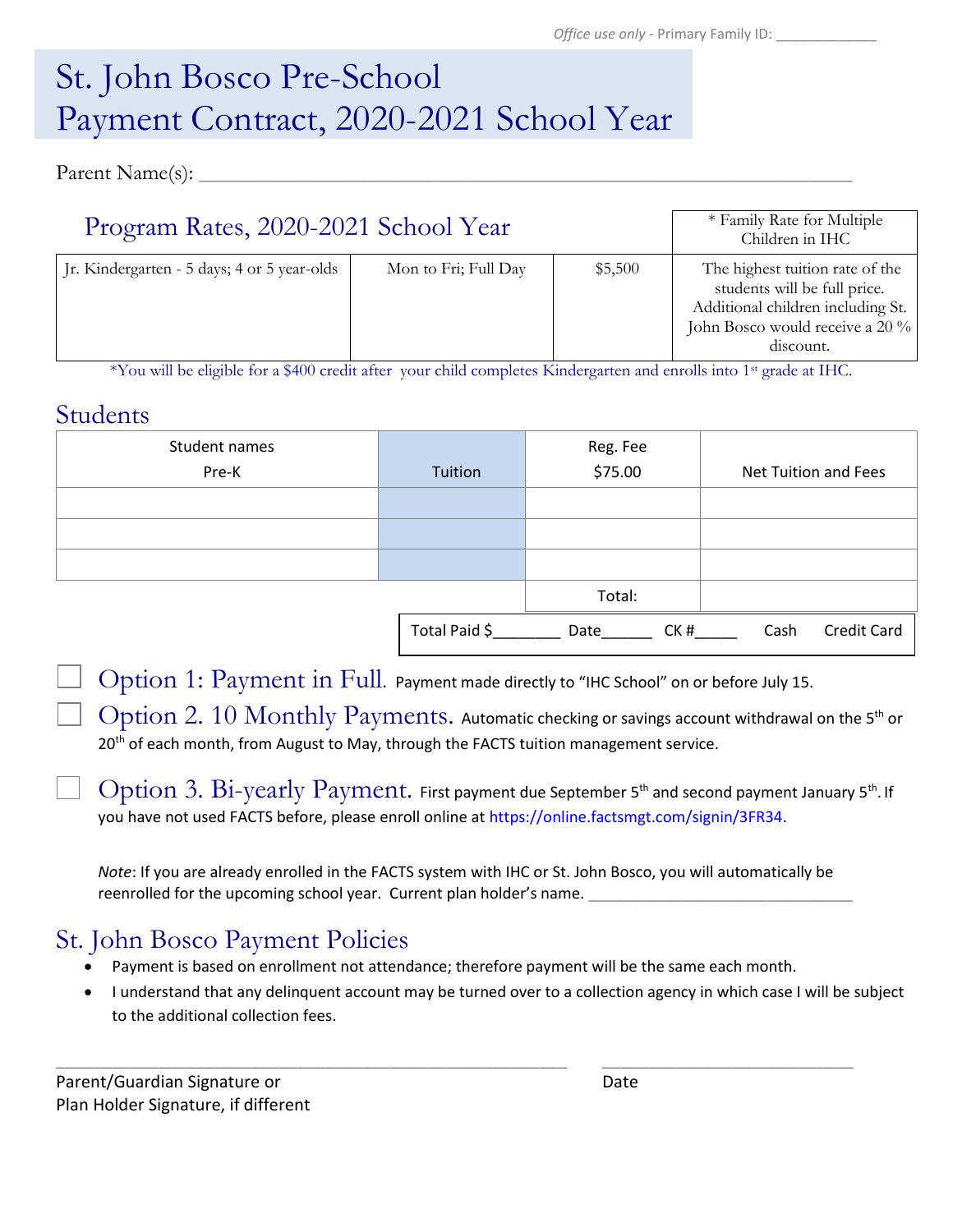*Office use only* - Primary Family ID: _____________

# St. John Bosco Pre-School
# Payment Contract, 2020-2021 School Year

Parent Name(s): ______________________________________________________________

| Program Rates, 2020-2021 School Year | | | * Family Rate for Multiple Children in IHC |
|---|---|---|---|
| Jr. Kindergarten - 5 days; 4 or 5 year-olds | Mon to Fri; Full Day | $5,500 | The highest tuition rate of the students will be full price. Additional children including St. John Bosco would receive a 20 % discount. |

*You will be eligible for a $400 credit after your child completes Kindergarten and enrolls into 1st grade at IHC.

## Students

| Student names Pre-K | Tuition | Reg. Fee $75.00 | Net Tuition and Fees |
|---|---|---|---|
| | | | |
| | | | |
| | | | |
| | | Total: | |

Total Paid $________ Date______ CK #_____ Cash Credit Card

☐ **Option 1: Payment in Full.** Payment made directly to "IHC School" on or before July 15.

☐ **Option 2. 10 Monthly Payments.** Automatic checking or savings account withdrawal on the 5th or 20th of each month, from August to May, through the FACTS tuition management service.

☐ **Option 3. Bi-yearly Payment.** First payment due September 5th and second payment January 5th. If you have not used FACTS before, please enroll online at https://online.factsmgt.com/signin/3FR34.

*Note*: If you are already enrolled in the FACTS system with IHC or St. John Bosco, you will automatically be reenrolled for the upcoming school year. Current plan holder's name. ________________________________

## St. John Bosco Payment Policies

- Payment is based on enrollment not attendance; therefore payment will be the same each month.
- I understand that any delinquent account may be turned over to a collection agency in which case I will be subject to the additional collection fees.

_______________________________________________________ ___________________________

Parent/Guardian Signature or
Plan Holder Signature, if different

Date